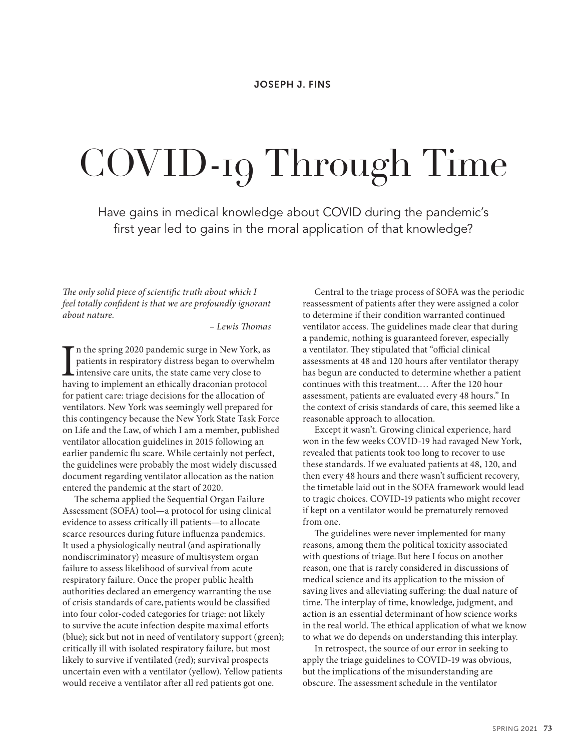JOSEPH J. FINS

# COVID-19 Through Time

Have gains in medical knowledge about COVID during the pandemic's first year led to gains in the moral application of that knowledge?

*The only solid piece of scientific truth about which I feel totally confident is that we are profoundly ignorant about nature.*

– *Lewis Thomas*

In the spring 2020 pandemic surge in New York, as patients in respiratory distress began to overwhelm intensive care units, the state came very close to having to implement an ethically draconian protocol for patient care: triage decisions for the allocation of ventilators. New York was seemingly well prepared for this contingency because the New York State Task Force on Life and the Law, of which I am a member, published ventilator allocation guidelines in 2015 following an earlier pandemic flu scare. While certainly not perfect, the guidelines were probably the most widely discussed document regarding ventilator allocation as the nation entered the pandemic at the start of 2020.

The schema applied the Sequential Organ Failure Assessment (SOFA) tool—a protocol for using clinical evidence to assess critically ill patients—to allocate scarce resources during future influenza pandemics. It used a physiologically neutral (and aspirationally nondiscriminatory) measure of multisystem organ failure to assess likelihood of survival from acute respiratory failure. Once the proper public health authorities declared an emergency warranting the use of crisis standards of care, patients would be classified into four color-coded categories for triage: not likely to survive the acute infection despite maximal efforts (blue); sick but not in need of ventilatory support (green); critically ill with isolated respiratory failure, but most likely to survive if ventilated (red); survival prospects uncertain even with a ventilator (yellow). Yellow patients would receive a ventilator after all red patients got one.

Central to the triage process of SOFA was the periodic reassessment of patients after they were assigned a color to determine if their condition warranted continued ventilator access. The guidelines made clear that during a pandemic, nothing is guaranteed forever, especially a ventilator. They stipulated that "official clinical assessments at 48 and 120 hours after ventilator therapy has begun are conducted to determine whether a patient continues with this treatment.… After the 120 hour assessment, patients are evaluated every 48 hours." In the context of crisis standards of care, this seemed like a reasonable approach to allocation.

Except it wasn't. Growing clinical experience, hard won in the few weeks COVID-19 had ravaged New York, revealed that patients took too long to recover to use these standards. If we evaluated patients at 48, 120, and then every 48 hours and there wasn't sufficient recovery, the timetable laid out in the SOFA framework would lead to tragic choices. COVID-19 patients who might recover if kept on a ventilator would be prematurely removed from one.

The guidelines were never implemented for many reasons, among them the political toxicity associated with questions of triage. But here I focus on another reason, one that is rarely considered in discussions of medical science and its application to the mission of saving lives and alleviating suffering: the dual nature of time. The interplay of time, knowledge, judgment, and action is an essential determinant of how science works in the real world. The ethical application of what we know to what we do depends on understanding this interplay.

In retrospect, the source of our error in seeking to apply the triage guidelines to COVID-19 was obvious, but the implications of the misunderstanding are obscure. The assessment schedule in the ventilator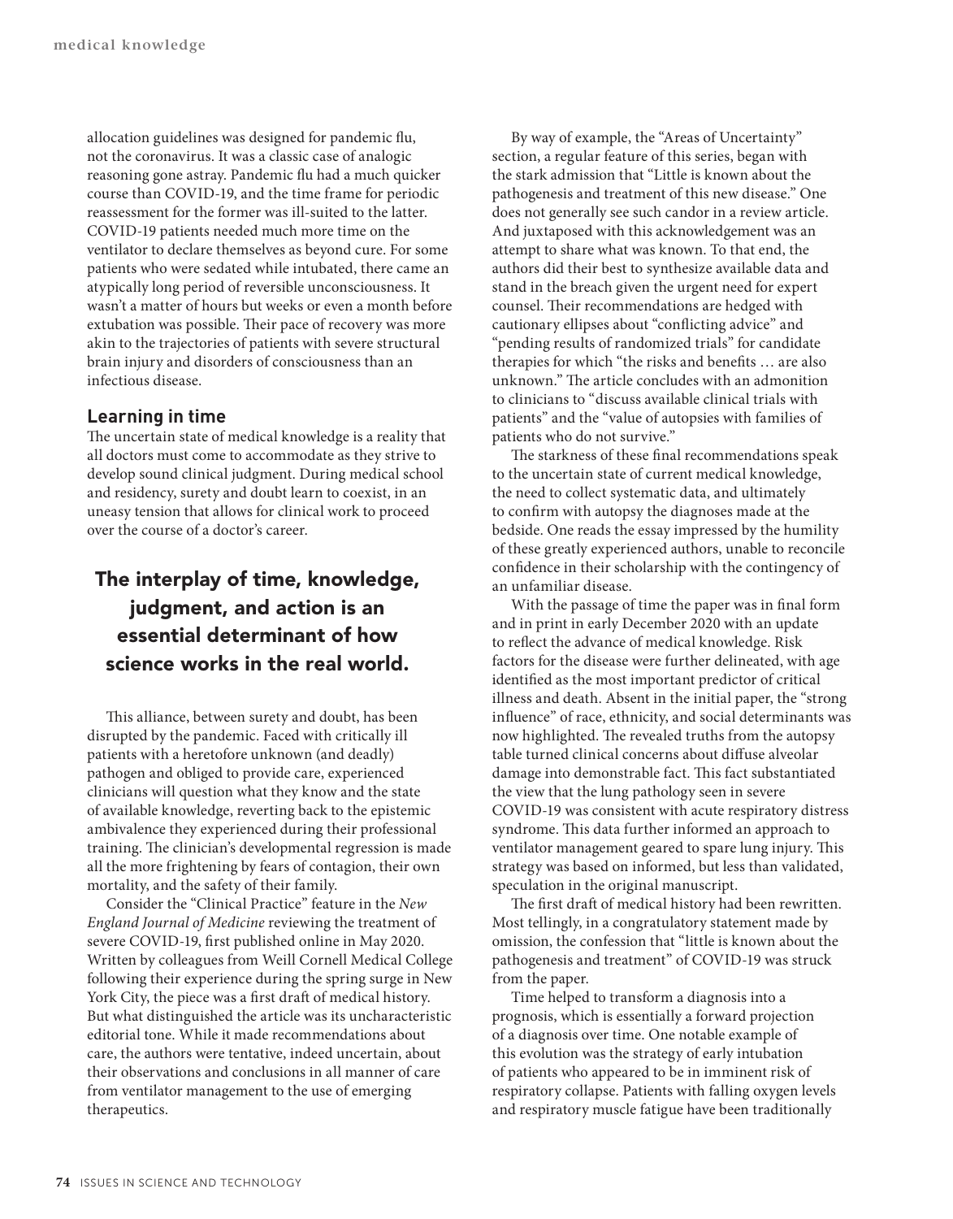allocation guidelines was designed for pandemic flu, not the coronavirus. It was a classic case of analogic reasoning gone astray. Pandemic flu had a much quicker course than COVID-19, and the time frame for periodic reassessment for the former was ill-suited to the latter. COVID-19 patients needed much more time on the ventilator to declare themselves as beyond cure. For some patients who were sedated while intubated, there came an atypically long period of reversible unconsciousness. It wasn't a matter of hours but weeks or even a month before extubation was possible. Their pace of recovery was more akin to the trajectories of patients with severe structural brain injury and disorders of consciousness than an infectious disease.

## Learning in time

The uncertain state of medical knowledge is a reality that all doctors must come to accommodate as they strive to develop sound clinical judgment. During medical school and residency, surety and doubt learn to coexist, in an uneasy tension that allows for clinical work to proceed over the course of a doctor's career.

**The interplay of time, knowledge, judgment, and action is an essential determinant of how science works in the real world.**

This alliance, between surety and doubt, has been disrupted by the pandemic. Faced with critically ill patients with a heretofore unknown (and deadly) pathogen and obliged to provide care, experienced clinicians will question what they know and the state of available knowledge, reverting back to the epistemic ambivalence they experienced during their professional training. The clinician's developmental regression is made all the more frightening by fears of contagion, their own mortality, and the safety of their family.

Consider the "Clinical Practice" feature in the *New England Journal of Medicine* reviewing the treatment of severe COVID-19, first published online in May 2020. Written by colleagues from Weill Cornell Medical College following their experience during the spring surge in New York City, the piece was a first draft of medical history. But what distinguished the article was its uncharacteristic editorial tone. While it made recommendations about care, the authors were tentative, indeed uncertain, about their observations and conclusions in all manner of care from ventilator management to the use of emerging therapeutics.

By way of example, the "Areas of Uncertainty" section, a regular feature of this series, began with the stark admission that "Little is known about the pathogenesis and treatment of this new disease." One does not generally see such candor in a review article. And juxtaposed with this acknowledgement was an attempt to share what was known. To that end, the authors did their best to synthesize available data and stand in the breach given the urgent need for expert counsel. Their recommendations are hedged with cautionary ellipses about "conflicting advice" and "pending results of randomized trials" for candidate therapies for which "the risks and benefits … are also unknown." The article concludes with an admonition to clinicians to "discuss available clinical trials with patients" and the "value of autopsies with families of patients who do not survive."

The starkness of these final recommendations speak to the uncertain state of current medical knowledge, the need to collect systematic data, and ultimately to confirm with autopsy the diagnoses made at the bedside. One reads the essay impressed by the humility of these greatly experienced authors, unable to reconcile confidence in their scholarship with the contingency of an unfamiliar disease.

With the passage of time the paper was in final form and in print in early December 2020 with an update to reflect the advance of medical knowledge. Risk factors for the disease were further delineated, with age identified as the most important predictor of critical illness and death. Absent in the initial paper, the "strong influence" of race, ethnicity, and social determinants was now highlighted. The revealed truths from the autopsy table turned clinical concerns about diffuse alveolar damage into demonstrable fact. This fact substantiated the view that the lung pathology seen in severe COVID-19 was consistent with acute respiratory distress syndrome. This data further informed an approach to ventilator management geared to spare lung injury. This strategy was based on informed, but less than validated, speculation in the original manuscript.

The first draft of medical history had been rewritten. Most tellingly, in a congratulatory statement made by omission, the confession that "little is known about the pathogenesis and treatment" of COVID-19 was struck from the paper.

Time helped to transform a diagnosis into a prognosis, which is essentially a forward projection of a diagnosis over time. One notable example of this evolution was the strategy of early intubation of patients who appeared to be in imminent risk of respiratory collapse. Patients with falling oxygen levels and respiratory muscle fatigue have been traditionally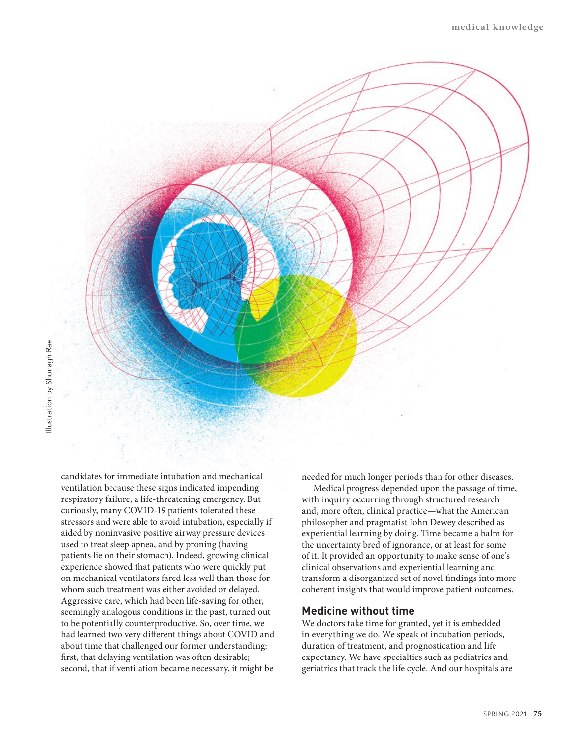candidates for immediate intubation and mechanical ventilation because these signs indicated impending respiratory failure, a life-threatening emergency. But curiously, many COVID-19 patients tolerated these stressors and were able to avoid intubation, especially if aided by noninvasive positive airway pressure devices used to treat sleep apnea, and by proning (having patients lie on their stomach). Indeed, growing clinical experience showed that patients who were quickly put on mechanical ventilators fared less well than those for whom such treatment was either avoided or delayed. Aggressive care, which had been life-saving for other, seemingly analogous conditions in the past, turned out to be potentially counterproductive. So, over time, we had learned two very different things about COVID and about time that challenged our former understanding: first, that delaying ventilation was often desirable; second, that if ventilation became necessary, it might be needed for much longer periods than for other diseases.

Medical progress depended upon the passage of time, with inquiry occurring through structured research and, more often, clinical practice—what the American philosopher and pragmatist John Dewey described as experiential learning by doing. Time became a balm for the uncertainty bred of ignorance, or at least for some of it. It provided an opportunity to make sense of one's clinical observations and experiential learning and transform a disorganized set of novel findings into more coherent insights that would improve patient outcomes.

## Medicine without time

We doctors take time for granted, yet it is embedded in everything we do. We speak of incubation periods, duration of treatment, and prognostication and life expectancy. We have specialties such as pediatrics and geriatrics that track the life cycle. And our hospitals are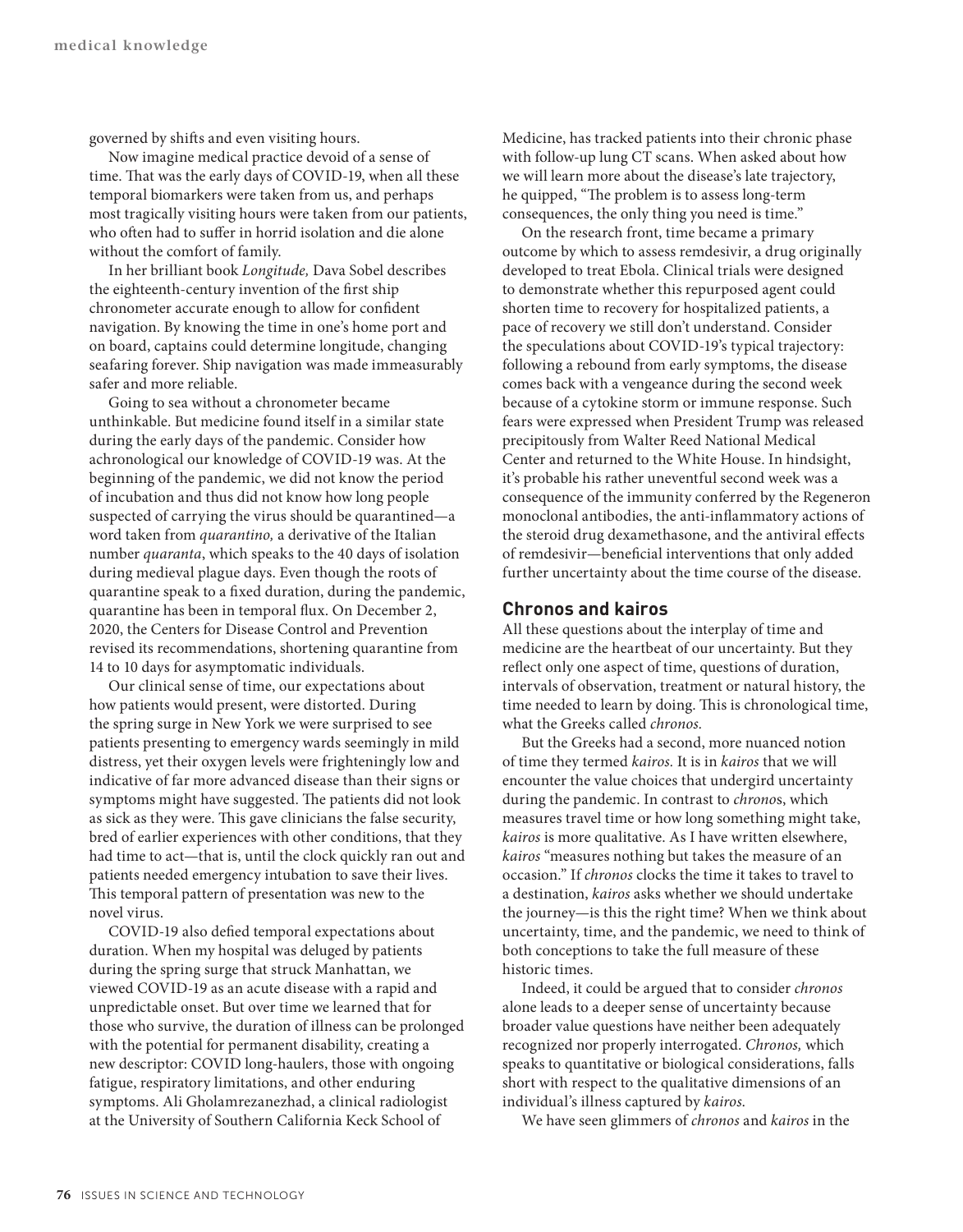governed by shifts and even visiting hours.

Now imagine medical practice devoid of a sense of time. That was the early days of COVID-19, when all these temporal biomarkers were taken from us, and perhaps most tragically visiting hours were taken from our patients, who often had to suffer in horrid isolation and die alone without the comfort of family.

In her brilliant book *Longitude,* Dava Sobel describes the eighteenth-century invention of the first ship chronometer accurate enough to allow for confident navigation. By knowing the time in one's home port and on board, captains could determine longitude, changing seafaring forever. Ship navigation was made immeasurably safer and more reliable.

Going to sea without a chronometer became unthinkable. But medicine found itself in a similar state during the early days of the pandemic. Consider how achronological our knowledge of COVID-19 was. At the beginning of the pandemic, we did not know the period of incubation and thus did not know how long people suspected of carrying the virus should be quarantined—a word taken from *quarantino,* a derivative of the Italian number *quaranta*, which speaks to the 40 days of isolation during medieval plague days. Even though the roots of quarantine speak to a fixed duration, during the pandemic, quarantine has been in temporal flux. On December 2, 2020, the Centers for Disease Control and Prevention revised its recommendations, shortening quarantine from 14 to 10 days for asymptomatic individuals.

Our clinical sense of time, our expectations about how patients would present, were distorted. During the spring surge in New York we were surprised to see patients presenting to emergency wards seemingly in mild distress, yet their oxygen levels were frighteningly low and indicative of far more advanced disease than their signs or symptoms might have suggested. The patients did not look as sick as they were. This gave clinicians the false security, bred of earlier experiences with other conditions, that they had time to act—that is, until the clock quickly ran out and patients needed emergency intubation to save their lives. This temporal pattern of presentation was new to the novel virus.

COVID-19 also defied temporal expectations about duration. When my hospital was deluged by patients during the spring surge that struck Manhattan, we viewed COVID-19 as an acute disease with a rapid and unpredictable onset. But over time we learned that for those who survive, the duration of illness can be prolonged with the potential for permanent disability, creating a new descriptor: COVID long-haulers, those with ongoing fatigue, respiratory limitations, and other enduring symptoms. Ali Gholamrezanezhad, a clinical radiologist at the University of Southern California Keck School of Medicine, has tracked patients into their chronic phase with follow-up lung CT scans. When asked about how we will learn more about the disease's late trajectory, he quipped, "The problem is to assess long-term consequences, the only thing you need is time."

On the research front, time became a primary outcome by which to assess remdesivir, a drug originally developed to treat Ebola. Clinical trials were designed to demonstrate whether this repurposed agent could shorten time to recovery for hospitalized patients, a pace of recovery we still don't understand. Consider the speculations about COVID-19's typical trajectory: following a rebound from early symptoms, the disease comes back with a vengeance during the second week because of a cytokine storm or immune response. Such fears were expressed when President Trump was released precipitously from Walter Reed National Medical Center and returned to the White House. In hindsight, it's probable his rather uneventful second week was a consequence of the immunity conferred by the Regeneron monoclonal antibodies, the anti-inflammatory actions of the steroid drug dexamethasone, and the antiviral effects of remdesivir—beneficial interventions that only added further uncertainty about the time course of the disease.

## Chronos and kairos

All these questions about the interplay of time and medicine are the heartbeat of our uncertainty. But they reflect only one aspect of time, questions of duration, intervals of observation, treatment or natural history, the time needed to learn by doing. This is chronological time, what the Greeks called *chronos.*

But the Greeks had a second, more nuanced notion of time they termed *kairos.* It is in *kairos* that we will encounter the value choices that undergird uncertainty during the pandemic. In contrast to *chrono*s, which measures travel time or how long something might take, *kairos* is more qualitative. As I have written elsewhere, *kairos* "measures nothing but takes the measure of an occasion." If *chronos* clocks the time it takes to travel to a destination, *kairos* asks whether we should undertake the journey—is this the right time? When we think about uncertainty, time, and the pandemic, we need to think of both conceptions to take the full measure of these historic times.

Indeed, it could be argued that to consider *chronos* alone leads to a deeper sense of uncertainty because broader value questions have neither been adequately recognized nor properly interrogated. *Chronos,* which speaks to quantitative or biological considerations, falls short with respect to the qualitative dimensions of an individual's illness captured by *kairos.*

We have seen glimmers of *chronos* and *kairos* in the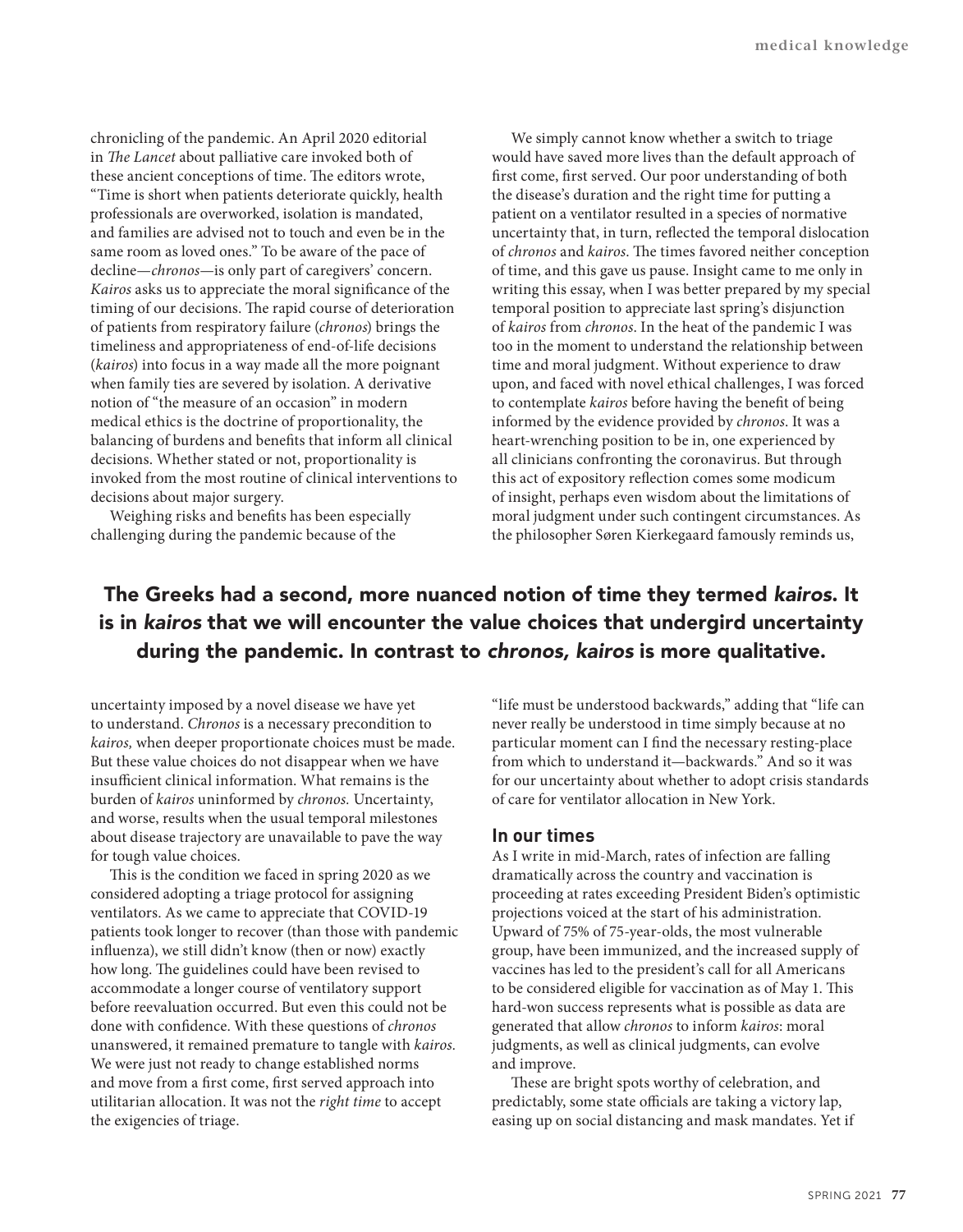chronicling of the pandemic. An April 2020 editorial in *The Lancet* about palliative care invoked both of these ancient conceptions of time. The editors wrote, "Time is short when patients deteriorate quickly, health professionals are overworked, isolation is mandated, and families are advised not to touch and even be in the same room as loved ones." To be aware of the pace of decline—*chronos*—is only part of caregivers' concern. *Kairos* asks us to appreciate the moral significance of the timing of our decisions. The rapid course of deterioration of patients from respiratory failure (*chronos*) brings the timeliness and appropriateness of end-of-life decisions (*kairos*) into focus in a way made all the more poignant when family ties are severed by isolation. A derivative notion of "the measure of an occasion" in modern medical ethics is the doctrine of proportionality, the balancing of burdens and benefits that inform all clinical decisions. Whether stated or not, proportionality is invoked from the most routine of clinical interventions to decisions about major surgery.

Weighing risks and benefits has been especially challenging during the pandemic because of the uncertainty imposed by a novel disease we have yet to understand. *Chronos* is a necessary precondition to *kairos,* when deeper proportionate choices must be made. But these value choices do not disappear when we have insufficient clinical information. What remains is the burden of *kairos* uninformed by *chronos.* Uncertainty, and worse, results when the usual temporal milestones about disease trajectory are unavailable to pave the way for tough value choices.

This is the condition we faced in spring 2020 as we considered adopting a triage protocol for assigning ventilators. As we came to appreciate that COVID-19 patients took longer to recover (than those with pandemic influenza), we still didn't know (then or now) exactly how long. The guidelines could have been revised to accommodate a longer course of ventilatory support before reevaluation occurred. But even this could not be done with confidence. With these questions of *chronos* unanswered, it remained premature to tangle with *kairos.* We were just not ready to change established norms and move from a first come, first served approach into utilitarian allocation. It was not the *right time* to accept the exigencies of triage.

We simply cannot know whether a switch to triage would have saved more lives than the default approach of first come, first served. Our poor understanding of both the disease's duration and the right time for putting a patient on a ventilator resulted in a species of normative uncertainty that, in turn, reflected the temporal dislocation of *chronos* and *kairos*. The times favored neither conception of time, and this gave us pause. Insight came to me only in writing this essay, when I was better prepared by my special temporal position to appreciate last spring's disjunction of *kairos* from *chronos*. In the heat of the pandemic I was too in the moment to understand the relationship between time and moral judgment. Without experience to draw upon, and faced with novel ethical challenges, I was forced to contemplate *kairos* before having the benefit of being informed by the evidence provided by *chronos*. It was a heart-wrenching position to be in, one experienced by all clinicians confronting the coronavirus. But through this act of expository reflection comes some modicum of insight, perhaps even wisdom about the limitations of moral judgment under such contingent circumstances. As the philosopher Søren Kierkegaard famously reminds us, "life must be understood backwards," adding that "life can never really be understood in time simply because at no particular moment can I find the necessary resting-place from which to understand it—backwards." And so it was for our uncertainty about whether to adopt crisis standards of care for ventilator allocation in New York.

**The Greeks had a second, more nuanced notion of time they termed *kairos*. It is in *kairos* that we will encounter the value choices that undergird uncertainty during the pandemic. In contrast to *chronos, kairos* is more qualitative.**

## In our times

As I write in mid-March, rates of infection are falling dramatically across the country and vaccination is proceeding at rates exceeding President Biden's optimistic projections voiced at the start of his administration. Upward of 75% of 75-year-olds, the most vulnerable group, have been immunized, and the increased supply of vaccines has led to the president's call for all Americans to be considered eligible for vaccination as of May 1. This hard-won success represents what is possible as data are generated that allow *chronos* to inform *kairos*: moral judgments, as well as clinical judgments, can evolve and improve.

These are bright spots worthy of celebration, and predictably, some state officials are taking a victory lap, easing up on social distancing and mask mandates. Yet if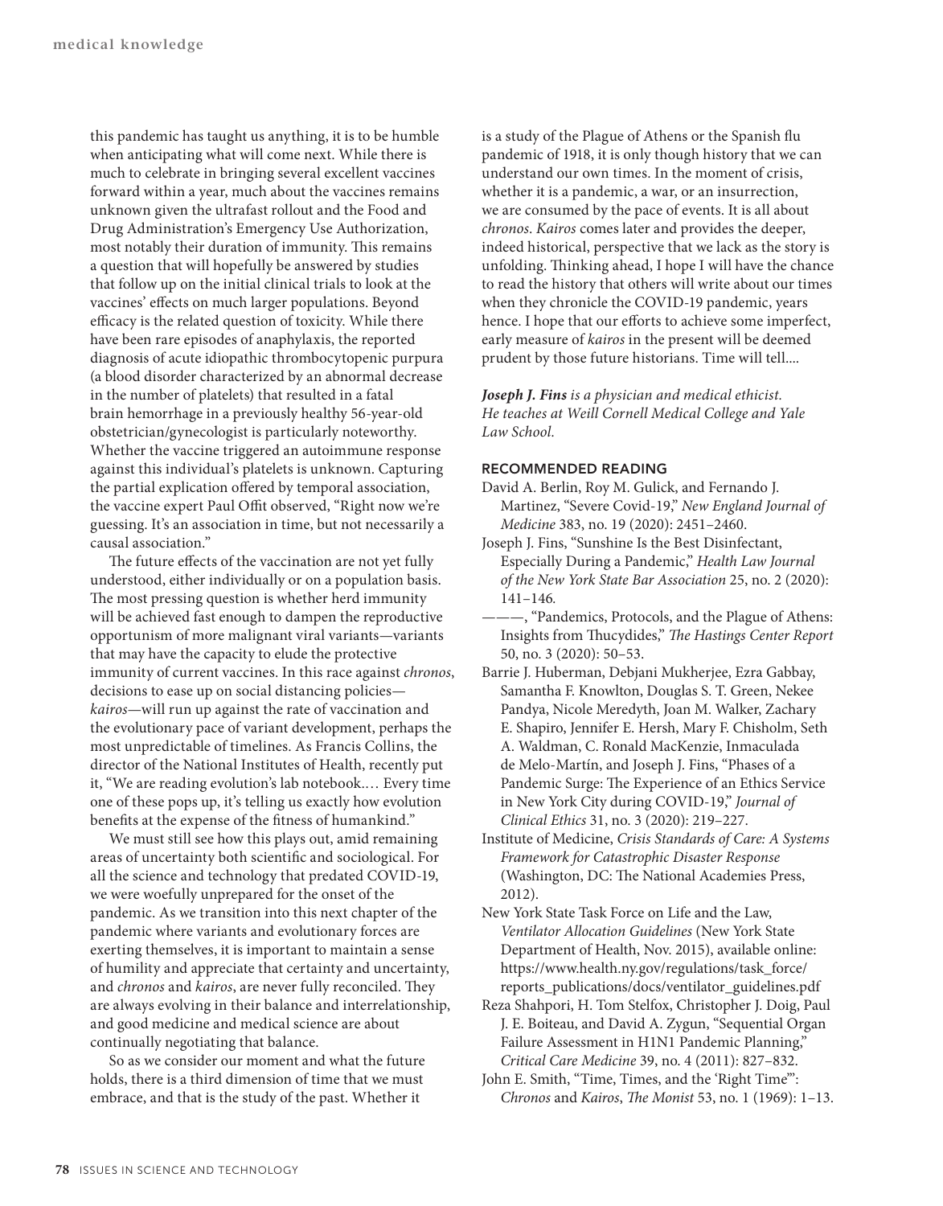this pandemic has taught us anything, it is to be humble when anticipating what will come next. While there is much to celebrate in bringing several excellent vaccines forward within a year, much about the vaccines remains unknown given the ultrafast rollout and the Food and Drug Administration's Emergency Use Authorization, most notably their duration of immunity. This remains a question that will hopefully be answered by studies that follow up on the initial clinical trials to look at the vaccines' effects on much larger populations. Beyond efficacy is the related question of toxicity. While there have been rare episodes of anaphylaxis, the reported diagnosis of acute idiopathic thrombocytopenic purpura (a blood disorder characterized by an abnormal decrease in the number of platelets) that resulted in a fatal brain hemorrhage in a previously healthy 56-year-old obstetrician/gynecologist is particularly noteworthy. Whether the vaccine triggered an autoimmune response against this individual's platelets is unknown. Capturing the partial explication offered by temporal association, the vaccine expert Paul Offit observed, "Right now we're guessing. It's an association in time, but not necessarily a causal association."

The future effects of the vaccination are not yet fully understood, either individually or on a population basis. The most pressing question is whether herd immunity will be achieved fast enough to dampen the reproductive opportunism of more malignant viral variants—variants that may have the capacity to elude the protective immunity of current vaccines. In this race against *chronos*, decisions to ease up on social distancing policies—*kairos*—will run up against the rate of vaccination and the evolutionary pace of variant development, perhaps the most unpredictable of timelines. As Francis Collins, the director of the National Institutes of Health, recently put it, "We are reading evolution's lab notebook.… Every time one of these pops up, it's telling us exactly how evolution benefits at the expense of the fitness of humankind."

We must still see how this plays out, amid remaining areas of uncertainty both scientific and sociological. For all the science and technology that predated COVID-19, we were woefully unprepared for the onset of the pandemic. As we transition into this next chapter of the pandemic where variants and evolutionary forces are exerting themselves, it is important to maintain a sense of humility and appreciate that certainty and uncertainty, and *chronos* and *kairos*, are never fully reconciled. They are always evolving in their balance and interrelationship, and good medicine and medical science are about continually negotiating that balance.

So as we consider our moment and what the future holds, there is a third dimension of time that we must embrace, and that is the study of the past. Whether it is a study of the Plague of Athens or the Spanish flu pandemic of 1918, it is only though history that we can understand our own times. In the moment of crisis, whether it is a pandemic, a war, or an insurrection, we are consumed by the pace of events. It is all about *chronos*. *Kairos* comes later and provides the deeper, indeed historical, perspective that we lack as the story is unfolding. Thinking ahead, I hope I will have the chance to read the history that others will write about our times when they chronicle the COVID-19 pandemic, years hence. I hope that our efforts to achieve some imperfect, early measure of *kairos* in the present will be deemed prudent by those future historians. Time will tell....

***Joseph J. Fins** is a physician and medical ethicist. He teaches at Weill Cornell Medical College and Yale Law School.*

### RECOMMENDED READING

David A. Berlin, Roy M. Gulick, and Fernando J. Martinez, "Severe Covid-19," *New England Journal of Medicine* 383, no. 19 (2020): 2451–2460.

Joseph J. Fins, "Sunshine Is the Best Disinfectant, Especially During a Pandemic," *Health Law Journal of the New York State Bar Association* 25, no. 2 (2020): 141–146.

———, "Pandemics, Protocols, and the Plague of Athens: Insights from Thucydides," *The Hastings Center Report* 50, no. 3 (2020): 50–53.

Barrie J. Huberman, Debjani Mukherjee, Ezra Gabbay, Samantha F. Knowlton, Douglas S. T. Green, Nekee Pandya, Nicole Meredyth, Joan M. Walker, Zachary E. Shapiro, Jennifer E. Hersh, Mary F. Chisholm, Seth A. Waldman, C. Ronald MacKenzie, Inmaculada de Melo-Martín, and Joseph J. Fins, "Phases of a Pandemic Surge: The Experience of an Ethics Service in New York City during COVID-19," *Journal of Clinical Ethics* 31, no. 3 (2020): 219–227.

Institute of Medicine, *Crisis Standards of Care: A Systems Framework for Catastrophic Disaster Response* (Washington, DC: The National Academies Press, 2012).

New York State Task Force on Life and the Law, *Ventilator Allocation Guidelines* (New York State Department of Health, Nov. 2015), available online: https://www.health.ny.gov/regulations/task_force/reports_publications/docs/ventilator_guidelines.pdf

Reza Shahpori, H. Tom Stelfox, Christopher J. Doig, Paul J. E. Boiteau, and David A. Zygun, "Sequential Organ Failure Assessment in H1N1 Pandemic Planning," *Critical Care Medicine* 39, no. 4 (2011): 827–832.

John E. Smith, "Time, Times, and the 'Right Time'": *Chronos* and *Kairos*, *The Monist* 53, no. 1 (1969): 1–13.